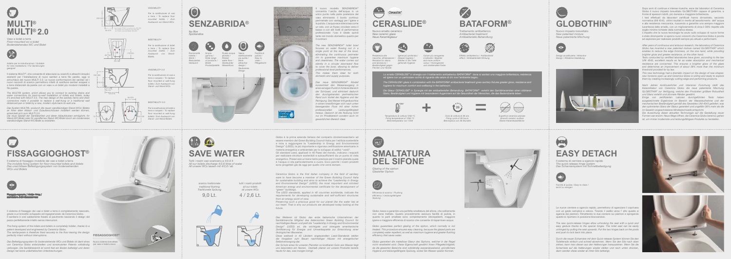# MULTI®
# MULTI® 2.0

Vaso e bidet a terra
*Floor-mounted wc e bidet*
*Bodenstehendes WC und Bidet*

Adatto per le ristrutturazioni / *Suitable for new installations* / *Für Sanierungen geeignet*

Il sistema MULTI®, che consente di allacciarsi su scarichi e attacchi idraulici esistenti per l'installazione di nuovi sanitari a terra filo parete, oggi si arricchisce dei nuovi MULTI 2.0. Le nuove conformazioni dei sanitari ed i nuovi raccordi di scarico permettono infatti di sostituire sanitari sospesi o a terra distanziati da parete con un vaso e un bidet più moderni installati a filo parete.

*The MULTI® system, which allows you to connect to existing drains and water connections for back-to-wall installation of toilets and bidets, today it's enriched with MULTI 2.0. The new design of the sanitary items and drain connectors make it possible to replace a wall-hung or a traditional wall distanced pan or bidet by a new, modern style back-to-wall one.*

*Das System MULTI®, wodurch die neuen wandbündigen Stand-WCs/-Bidets an ihren alten Abzieh- und Zulaufanschlüssen installiert werden können, erweitert sich um MULTI 2.0.*
*Die neue Gestalt der Sanitärartikel und deren Abzugstutzen ermöglicht, ihr Wand-WC/Bidet oder ihr wandfernes Stand-WC/Bidet durch ein modernes wandbündiges Stand-WC/Bidet zu ersetzen.*

VASO MULTI®

Per la sostituzione di vasi a terra / *To replace floor mounted toilets* / *Zum Austausch von Stand-WCs*

BIDET MULTI®

Per la sostituzione di bidet a terra / *To replace floor mounted bidets* / *Zum Austausch von Stand-Bidets*

VASO MULTI® 2.0

Per la sostituzione di vasi a terra o sospesi / *To replace floor mounted or wall-hung toilets* / *Zum Austausch von Stand- und Wand-WCs*

BIDET MULTI® 2.0

Per la sostituzione di bidet a terra o sospesi / *To replace floor mounted or wall-hung bidets* / *Zum Austausch von Stand- und Wand-Bidets*

# SENZABRIDA®

No Rim
*Spülrandlos*

Rumorosità ridotta / *Silent* / *Reduzierte Geräusch*

Ampia gamma / *Wide range of products* / *Breites Produktpalette*

Nuovo scarico potente / *Potent water flow* / *Starker Wasserfluss*

Vasca estremamente più pulita / *More attractive design* / *Ästhetisches Design*

Facilità di pulizia / *Easy to clean* / *Pflegeleicht*

Il nuovo modello SENZABRIDA® concentra l'uscita dell'acqua in un unico punto nella parte posteriore del vaso eliminando il bordo continuo perimetrale con vantaggi per l'Igiene e la pulizia. L'acqua esce silenziosa come un velo, ricoprendo una porzione verso il basso e con alti livelli di performance professionali. Fuori le ideale: quindi tanto nel mondo domestico quanto per il contract.

*The new SENZABRIDA® toilet bowl focuses on water flowing out in a single point at the rear of the bowl, eliminating the continuous perimeter rim: to guarantee maximum hygiene and cleanliness. The water comes out silently in a circular downward flow to cover the bowl, allowing to deliver professional level performances. This makes them ideal for both domestic and supply purposes.*

*Das neue SENZABRIDA® Modell konzentriert den Wasserausgang in einem einzigen Punkt im hinteren Bereich der Schüssel, und eliminiert dadurch den durchgehenden perimetrischen Rand zum Vorteil der Hygiene und der Reinigung. Das Wasser tritt geräuschlos in einem kreisförmigen sich nach unten bewegenden Fluss mit einer hohen professionellen Leistungsfähigkeit heraus. Dadurch ist die Nutzung nicht nur im Privatbereich sondern auch im gewerblichen Bereich ideal.*

# CERASLIDE®

Nuovo smalto ceramico
*New ceramic glaze*
*Neue Keramikglasur*

Resistenza alle macchie, all'abrasione / *Resistant to stains and abrasions* / *Beständigkeit gegen Flecken und Abrieb*

Igiene più profonda / *Deeper hygiene* / *Stärker in die Tiefe gehende Hygiene*

Colore più omogeneo e brillante / *Brighter and more uniform colour* / *Homogenerer und strahlender Farbe*

# BATAFORM®

Trattamento antibatterico
*Antibacterial treatment*
*Antibakterielle Behandlung*

Effetto antibatterico / *Antibacterial effect* / *Antibakterielle Wirkung*

Lo smalto CERASLIDE® in sinergia con il trattamento antibatterico BATAFORM® dona ai sanitari una maggiore brillantezza, resistenza ed igiene con un particolare occhio di riguardo alla salute di chi vive l'ambiente bagno.

*The CERASLIDE® glaze in combination with the BATAFORM® antibacterial treatment gives sanitary fixtures greater gloss, resistance and hygiene for maximum comfort and wellbeing in the bathroom.*

*Die Glasur CERASLIDE® in Synergie mit der antibakteriellen Behandlung BATAFORM® verleiht den Sanitärkeramiken einen stärkeren Glanz, Beständigkeit und Hygiene mit besonderem Augenmerk auf die Gesundheit der Menschen, die das Badambiente leben.*

Temperatura di cottura 1250 °C / *Firing temperature of 1250 °C* / *Brenntemperatur von 1250*

+

Ciclo di cottura di 26 ore / *Firing cycle of 26 hours* / *Brennzyklus von 26 Stunden*

=

Superficie ceramica giacata / *Smooth ceramic surface* / *Glatte Keramikoberfläche*

# GLOBOTHIN®

Nuovo impasto brevettato
*New patented mixture*
*Neue patentierte Mischung*

Design accattivante / *Attractive Design* / *Attraktive Gestaltung*

Dopo anni di continue e intense ricerche, ecco dal laboratorio di Ceramica Globo il nuovo impasto brevettato GLOBOTHIN® capace di garantire, a fronte di spessori ridotti, più durezza e maggiore brillantezza.
I test effettuati da laboratori certificati hanno dimostrato, secondo normativa UNI 4543, ottimi risultati in merito all'assorbimento dell'acqua e alla resistenza meccanica, riuscendo a garantire uno smalto più brillante e un miglioramento di circa il 38% rispetto alle soglie minime richieste dalla normativa stessa.
L'impatto che la nuova tecnologia ha avuto sulle sviluppo di nuove forme è stato dirompente: si aprono nuovi orizzonti che Ceramica Globo è pronta ad esplorare per realizzare prodotti sempre più attuali e performanti.

*After years of continuous and arduous research, the laboratory of Ceramica Globo has invented a new patented mixture named GLOBOTHIN® which enables to reduce the edge thickness, on the one hand, while providing brighter gloss and greater resistance, on the other hand.*
*Tests conducted by certified laboratories have given, according to the law UNI 4543, excellent results as far as water absorption and mechanical resistance are concerned. This ensures a brighter gloss of the glaze and determines an improvement of about 38% more than the minimum threshold provided for by law.*
*This new technology had a dramatic impact on the design of new shapes: new horizons open up and Ceramica Globo is willing and ready to explore them by creating increasingly cutting-edge and performing products.*

*Nach Jahren kontinuierlicher und intensiver Forschung stellt das Keramiklabor von Ceramica Globo die neue patentierte Mischung GLOBOTHIN® zur Verfügung, welche den Produkten größere Robustheit und Glanz verleiht trotz dünneren Ränder gewährt.*
*Einige von zertifizierten Laboren durchgeführten Tests haben ausgezeichnete Ergebnisse im Bereich der Wasserabsorbtion und der mechanischen Beständigkeit gemäß des Gesetzes UNI 4543 geliefert, was den optimalen Glanz der Glasur garantiert und ungefähr 38 % mehr als die im Gesetz vorgeschriebene Mindestschwelle entspricht.*
*Die Auswirkung dieser aktuellen Technologie auf die Gestaltung neuer Formen war enorm: Neue Wege öffnen, die Ceramica Globo bereit zu gehen ist, um immer modernste und leistungsfähigere Produkte zu herstellen.*

# FISSAGGIOGHOST®

Il sistema di fissaggio invisibile dei vasi e bidet a terra
*The invisible fixing system for floor-mounted toilets and bidets*
*Das unsichtbare Befestigungssystem von bodenstehenden WCs und Bidets*

Fissaggio nascosto / Hidden fixing / Versteckte Befestigung

Il sistema di fissaggio dei vasi e bidet a terra è completamente nascosto, grazie a un brevetto sviluppato ed ingegnerizzato da Ceramica Globo. Il sanitario è così saldamente fissato al pavimento lasciando il design del pezzo perfettamente intatto senza interruzioni.

*The fixing system of the toilets and bidets is completely hidden, thanks to a patent developed and engineered by Ceramica Globo.*
*The sanitaryware is therefore fixed securely to the floor leaving the design perfectly intact without interruptions.*

*Das Befestigungssystem für bodenstehende WCs und Bidets ist dank eines von Ceramica Globo entwickelten und konstruierten Patents vollständig verborgen. Die Sanitärkeramik ist somit fest am Boden befestigt und deren Design hat keine unästhetischen Unterbrechungen.*

FISSAGGIOGHOST®
Nuovo sistema brevettato per vasi e bidet a terra

# SAVE WATER

Tutti i nostri vasi scaricano a 4/2,6 lt
*All our toilets discharge 4/2,6 litres of water*
*All unsere WCs lassen mit 4/2,6 l ab*

| scarico tradizionale / *traditional flushing* / *Traditionelle Spülung* | tutti i nostri prodotti / *all our toilets* / *all unsere WCs* |
|---|---|
| 9,0 Lt. | 4 / 2,6 Lt. |

Globo è la prima azienda italiana del comparto idrotermosanitario ad essere membro del Green Building Council Italia per l'edilizia sostenibile e mira a raggiungere la "Leadership in Energy and Environmental Design" (LEED), la più importante e rigorosa certificazione americana in materia energetica e ambientale per lo sviluppo di edifici "verdi".
Gli standard Leed, applicati in 40 Paesi del mondo, indicano i requisiti per realizzare strutture sostenibili e autosufficienti da un punto di vista energetico. Preservare un bene tanto prezioso per il nostro pianeta quale è l'acqua ci sta particolarmente a cuore. Ecco perché i nostri prodotti sono progettati già da oggi per quello che verrà domani.

*Ceramica Globo is the first Italian company in the field of sanitary ware to have become a member of the Green Building Council Italia for sustainable building and aims to achieve the "Leadership in Energy and Environmental Design" (LEED), the most important and strictest American energy and environmental certificate for the development of "green" buildings.*
*The LEED standards, applied in 40 countries worldwide, indicate the requirements for developing sustainable and self-sufficient structures from an energy point of view.*
*Preserving such a precious good for our planet like the water lies at our heart. That is why our products are developed today looking at the future.*

*Das Weltenal ist Globo das erste italienische Unternehmen der Sanitärbranche Mitglied des italienischen Green Building Council für nachhaltiges Bauen und peilt die "Leadership in Energy and Environmental Design" (LEED) an, die wichtigste und strengste amerikanische Zertifizierung für Energie und Umweltaspekte zur Entwicklung einer ökologischen Bauweise.*
*Diese weltweit in 40 Ländern angewandten Leed-Standards stellen die Vorgaben zum Bauen nachhaltiger Häuser mit energetischer Selbstversorgung dar.*
*Der Schutz eines für unseren Planeten so kostbaren Guts wie Wasser liegt uns besonders am Herzen. Deshalb planen wir unsere Produkte bereits heute für das, was morgen bringt.*

# SMALTATURA DEL SIFONE

Glazing of the siphon
*Glasierter Siphon*

Efficienza di scarico / *Flushing efficiency* / *Leistungsfähigere Spülung*

Globo smalta il sifone a garantire una perfetta smaltatura del sifone, che solitamente non viene trattato. Questo procedimento assicura facilità di pulizia, in quanto le parti smaltate sono completamente idrorepellenti, maggiore igiene e maggiore efficienza di scarico che consente di risparmiare acqua.

*Globo guarantees perfect glazing of the siphon, which normally is not treated. This procedure ensures easy cleaning, because the glazed parts are completely water repellent, as well as maximum hygiene and greater flushing efficiency that saves water.*

*Globo garantiert die makellose Glasur des Siphons, welcher in der Regel nicht verarbeitet wird. Dieses Eigenschaft gewährt Ihnen Pflegeleichtigkeit, da die glasierten Bereiche sind vollständig wasserabweisend, gründlichere Hygiene und leistungsfähigere Spülung, wobei Sie Wasser sparen können.*

# EASY DETACH

Il sistema di cerniere a sgancio rapido
*The quick-release hinge system*
*Das Scharniersystem mit Schnellbefestigung*

Facilità di pulizia / *Easy to clean* / *Leicht zu reinigen*

Le nuove cerniere a sgancio rapido, permettono di sganciare il coprivaso con un gesto semplice e veloce. Tirando il sedile verso l'alto questo si sgancia dai perni. Rimetterlo in due cerniere sui piantoni e spingendo questo le riportano in posizione bloccandola.

*The new quick-release hinges allow unlocking the seat with a quick and easy gesture thanks to the special hinges. The toilet seat can be easily unhinged by pulling the seat upwards. Put the two hinges back on the posts and push to lock back into place.*

*Durch die neuen Scharniere mit dem Quick-release-System können Sie den Toilettendeckel einfach und schnell abnehmen. Wenn Sie den Sitz nach oben ziehen, kann man diesen aus den Halterungen herausnehmen. Wenn Sie die Scharniere auf die Halterungen wieder stellen und nach unten drücken, dann werden diese wieder an ihren Sitz befestigt.*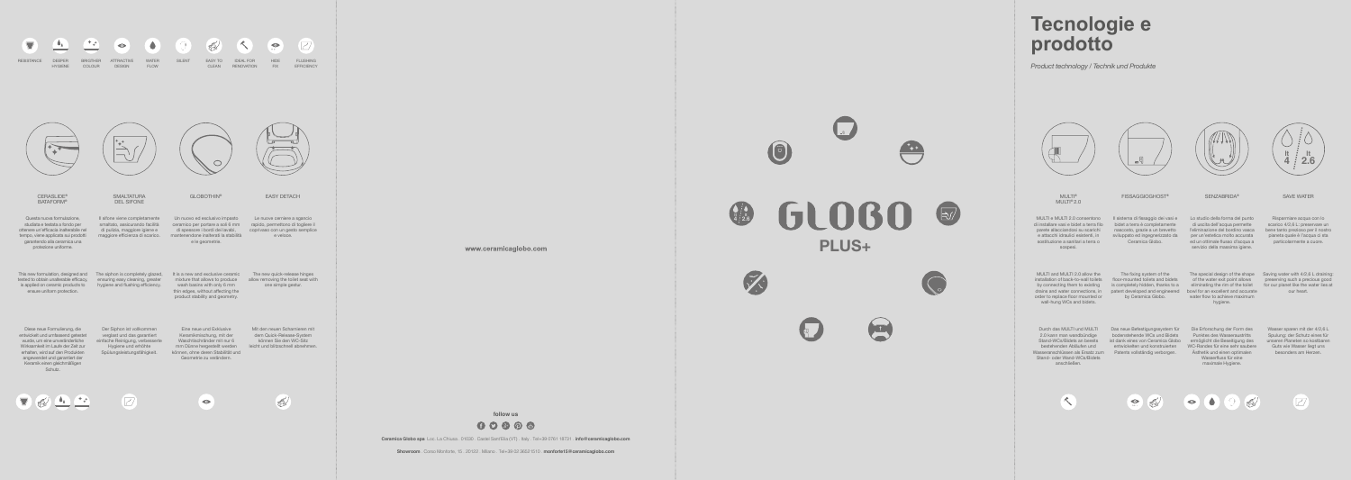RESISTENCE DEEPER HYGIENE BRIGHTER COLOUR ATTRACTIVE DESIGN WATER FLOW SILENT EASY TO CLEAN IDEAL FOR RENOVATION HIDE FIX FLUSHING EFFICIENCY

## CERASLIDE® BATAFORM®

Questa nuova formulazione, studiata e testata a fondo per ottenere un'efficacia inalterabile nel tempo, viene applicata sui prodotti garantendo alla ceramica una protezione uniforme.

This new formulation, designed and tested to obtain unalterable efficacy, is applied on ceramic products to ensure uniform protection.

Diese neue Formulierung, die entwickelt und umfassend getestet wurde, um eine unveränderliche Wirksamkeit im Laufe der Zeit zur erhalten, wird auf den Produkten angewendet und garantiert der Keramik einen gleichmäßigen Schutz.

## SMALTATURA DEL SIFONE

Il sifone viene completamente smaltato, assicurando facilità di pulizia, maggiore igiene e maggiore efficienza di scarico.

The siphon is completely glazed, ensuring easy cleaning, greater hygiene and flushing efficiency.

Der Siphon ist vollkommen verglast und das garantiert einfache Reinigung, verbesserte Hygiene und erhöhte Spülungsleistungsfähigkeit.

## GLOBOTHIN®

Un nuovo ed esclusivo impasto ceramico per potere a soli 6 mm di spessore i bordi dei lavabi, mantenendone inalterati la stabilità e la geometria.

It is a new and exclusive ceramic mixture that allows to produce wash basins with only 6 mm thin edges, without affecting the product stability and geometry.

Eine neue und Exklusive Keramikmischung, mit der Waschtischränder mit nur 6 mm Dünne hergestellt werden können, ohne deren Stabilität und Geometrie zu verändern.

## EASY DETACH

Le nuove cerniere a sgancio rapido, permettono di togliere il copri-sedile con un gesto semplice e veloce.

The new quick-release hinges allow removing the toilet seat with one simple gesture.

Mit den neuen Scharnieren mit dem Quick-Release-System können Sie den WC-Sitz leicht und blitzschnell abnehmen.

www.ceramicaglobo.com

follow us

**Ceramica Globo spa** Loc. La Chiusa · 01030 · Castel Sant'Elia (VT) · Italy · Tel+39 0761 1873 1 · **info@ceramicaglobo.com**

**Showroom** · Corso Monforte, 15 · 20122 · Milano · Tel+39 02 3653 1510 · **monforte15@ceramicaglobo.com**

GLOBO PLUS+

# Tecnologie e prodotto

*Product technology / Technik und Produkte*

## MULTI® MULTI® 2.0

MULTI e MULTI 2.0 consentono di installare vasi e bidet a terra filo parete allacciandosi su scarichi e attacchi idraulici esistenti, in sostituzione a sanitari a terra o sospesi.

MULTI and MULTI 2.0 allow the installation of back-to-wall toilets by connecting them to existing drains and water connections, in order to replace floor mounted or wall-hung WCs and bidets.

Durch das MULTI und MULTI 2.0 kann man wandbündige Stand-WCs/Bidets an bereits bestehenden Abläufen und Wasseranschlüssen als Ersatz von Stand- oder Wand-WCs/Bidets anschließen.

## FISSAGGIOGHOST®

Il sistema di fissaggio dei vasi e bidet a terra è completamente nascosto, grazie a un brevetto sviluppato ed ingegnerizzato da Ceramica Globo.

The fixing system of the floor-mounted toilets and bidets is completely hidden, thanks to a patent developed and engineered by Ceramica Globo.

Das neue Befestigungssystem für bodenstehende WCs und Bidets ist dank eines von Ceramica Globo entwickelten und konstruierten Patents vollständig verborgen.

## SENZABRIDA®

Lo studio della forma del punto di uscita dell'acqua permette l'eliminazione del bordino vasca per un'estetica molto accurata ed un ottimale flusso d'acqua a servizio della massima igiene.

The special design of the shape of the water exit point allows eliminating the rim of the toilet bowl for an excellent and accurate water flow to achieve maximum hygiene.

Die Erforschung der Form des Punktes des Wasseraustritts ermöglicht die Beseitigung des WC-Randes für eine sehr saubere Ästhetik und einen optimalen Wasserfluss für eine maximale Hygiene.

## SAVE WATER

Risparmiare acqua con lo scarico 4/2,6 L: preservare un bene tanto prezioso per il nostro pianeta quale è l'acqua ci sta particolarmente a cuore.

Saving water with 4/2.6 L draining: preserving such a precious good for our planet like the water lies at our heart.

Wasser sparen mit der 4/2,6 L Spülung: der Schutz eines für unseren Planeten so kostbaren Guts wie Wasser liegt uns besonders am Herzen.